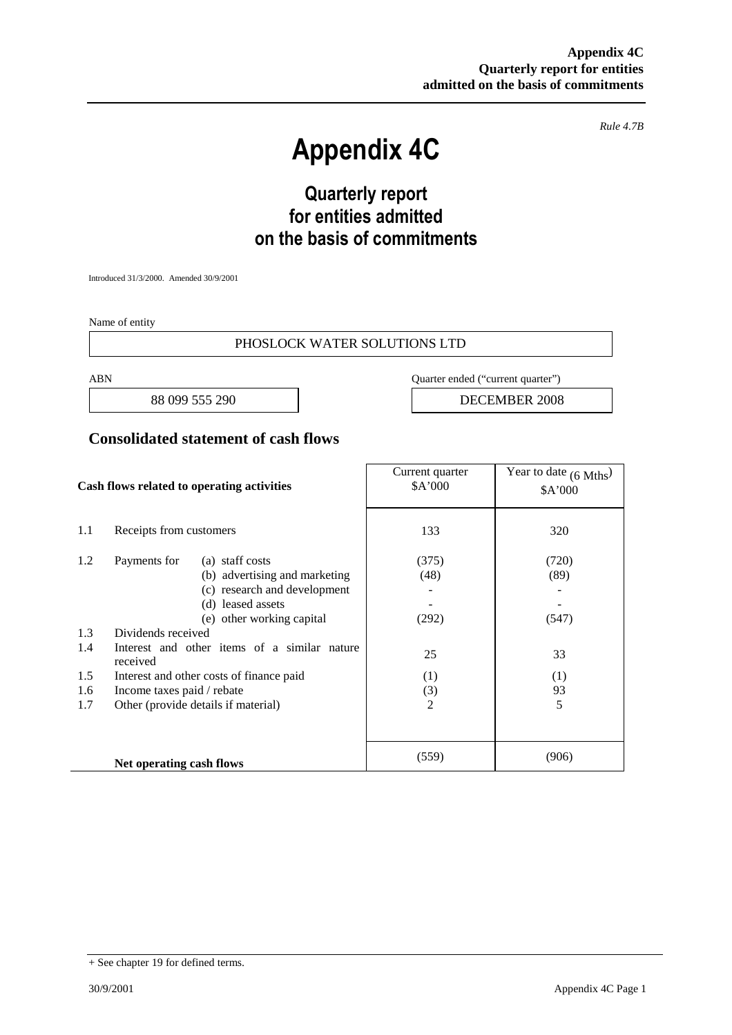Rule 4.7B

# Appendix 4C

## Quarterly report for entities admitted on the basis of commitments

Introduced 31/3/2000. Amended 30/9/2001

Name of entity

PHOSLOCK WATER SOLUTIONS LTD

| ABN | Quarter ended ("current quarter") |
|---|---|
| 88 099 555 290 | DECEMBER 2008 |

## Consolidated statement of cash flows

| | Cash flows related to operating activities | Current quarter $A'000 | Year to date (6 Mths) $A'000 |
|---|---|---|---|
| 1.1 | Receipts from customers | 133 | 320 |
| 1.2 | Payments for (a) staff costs | (375) | (720) |
| | (b) advertising and marketing | (48) | (89) |
| | (c) research and development | - | - |
| | (d) leased assets | - | - |
| | (e) other working capital | (292) | (547) |
| 1.3 | Dividends received | | |
| 1.4 | Interest and other items of a similar nature received | 25 | 33 |
| 1.5 | Interest and other costs of finance paid | (1) | (1) |
| 1.6 | Income taxes paid / rebate | (3) | 93 |
| 1.7 | Other (provide details if material) | 2 | 5 |
| | **Net operating cash flows** | (559) | (906) |

+ See chapter 19 for defined terms.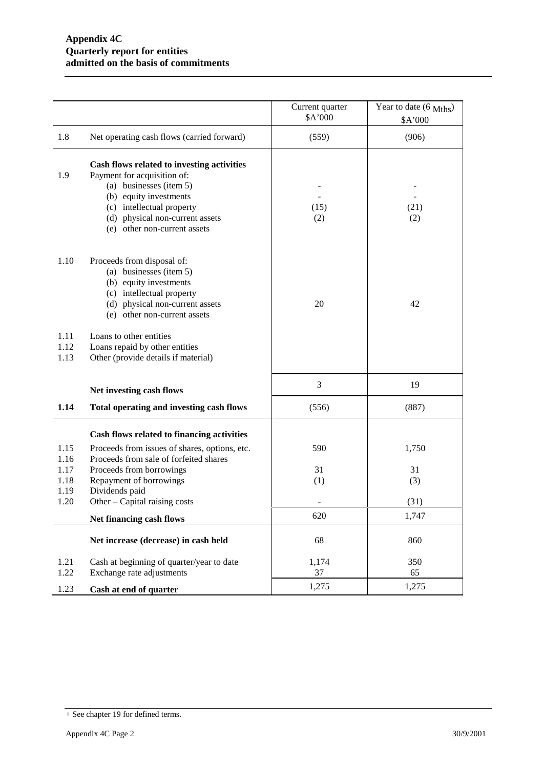**Appendix 4C**
**Quarterly report for entities**
**admitted on the basis of commitments**

| | | Current quarter $A'000 | Year to date (6 Mths) $A'000 |
|---|---|---|---|
| 1.8 | Net operating cash flows (carried forward) | (559) | (906) |
| | **Cash flows related to investing activities** | | |
| 1.9 | Payment for acquisition of: | | |
| | (a) businesses (item 5) | - | - |
| | (b) equity investments | - | - |
| | (c) intellectual property | (15) | (21) |
| | (d) physical non-current assets | (2) | (2) |
| | (e) other non-current assets | | |
| 1.10 | Proceeds from disposal of: | | |
| | (a) businesses (item 5) | | |
| | (b) equity investments | | |
| | (c) intellectual property | | |
| | (d) physical non-current assets | 20 | 42 |
| | (e) other non-current assets | | |
| 1.11 | Loans to other entities | | |
| 1.12 | Loans repaid by other entities | | |
| 1.13 | Other (provide details if material) | | |
| | **Net investing cash flows** | 3 | 19 |
| **1.14** | **Total operating and investing cash flows** | (556) | (887) |
| | **Cash flows related to financing activities** | | |
| 1.15 | Proceeds from issues of shares, options, etc. | 590 | 1,750 |
| 1.16 | Proceeds from sale of forfeited shares | | |
| 1.17 | Proceeds from borrowings | 31 | 31 |
| 1.18 | Repayment of borrowings | (1) | (3) |
| 1.19 | Dividends paid | | |
| 1.20 | Other – Capital raising costs | - | (31) |
| | **Net financing cash flows** | 620 | 1,747 |
| | **Net increase (decrease) in cash held** | 68 | 860 |
| 1.21 | Cash at beginning of quarter/year to date | 1,174 | 350 |
| 1.22 | Exchange rate adjustments | 37 | 65 |
| 1.23 | **Cash at end of quarter** | 1,275 | 1,275 |

+ See chapter 19 for defined terms.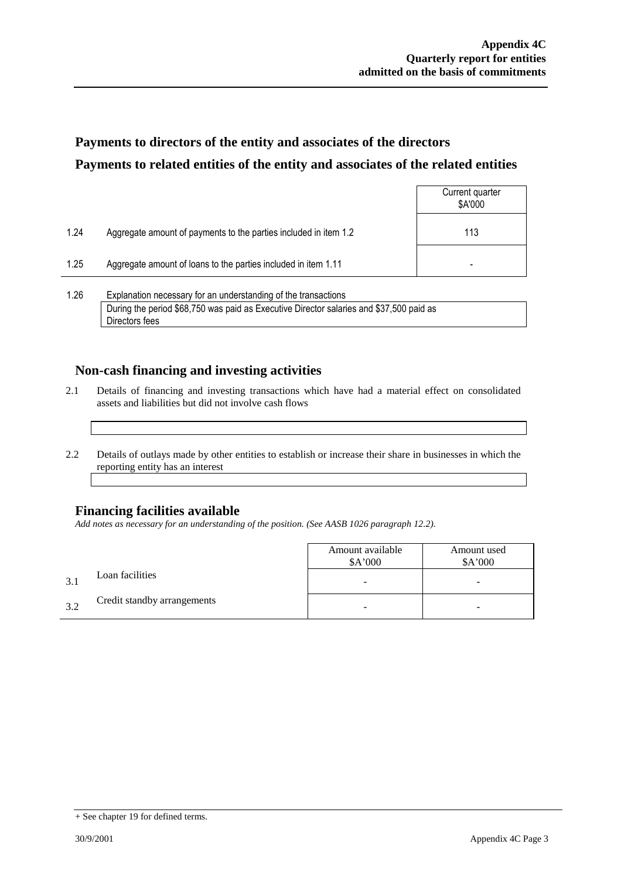## Payments to directors of the entity and associates of the directors

## Payments to related entities of the entity and associates of the related entities

| | | Current quarter $A'000 |
|---|---|---|
| 1.24 | Aggregate amount of payments to the parties included in item 1.2 | 113 |
| 1.25 | Aggregate amount of loans to the parties included in item 1.11 | - |

1.26 Explanation necessary for an understanding of the transactions

During the period $68,750 was paid as Executive Director salaries and $37,500 paid as Directors fees

## Non-cash financing and investing activities

2.1 Details of financing and investing transactions which have had a material effect on consolidated assets and liabilities but did not involve cash flows

2.2 Details of outlays made by other entities to establish or increase their share in businesses in which the reporting entity has an interest

## Financing facilities available

*Add notes as necessary for an understanding of the position. (See AASB 1026 paragraph 12.2).*

| | | Amount available $A'000 | Amount used $A'000 |
|---|---|---|---|
| 3.1 | Loan facilities | - | - |
| 3.2 | Credit standby arrangements | - | - |

+ See chapter 19 for defined terms.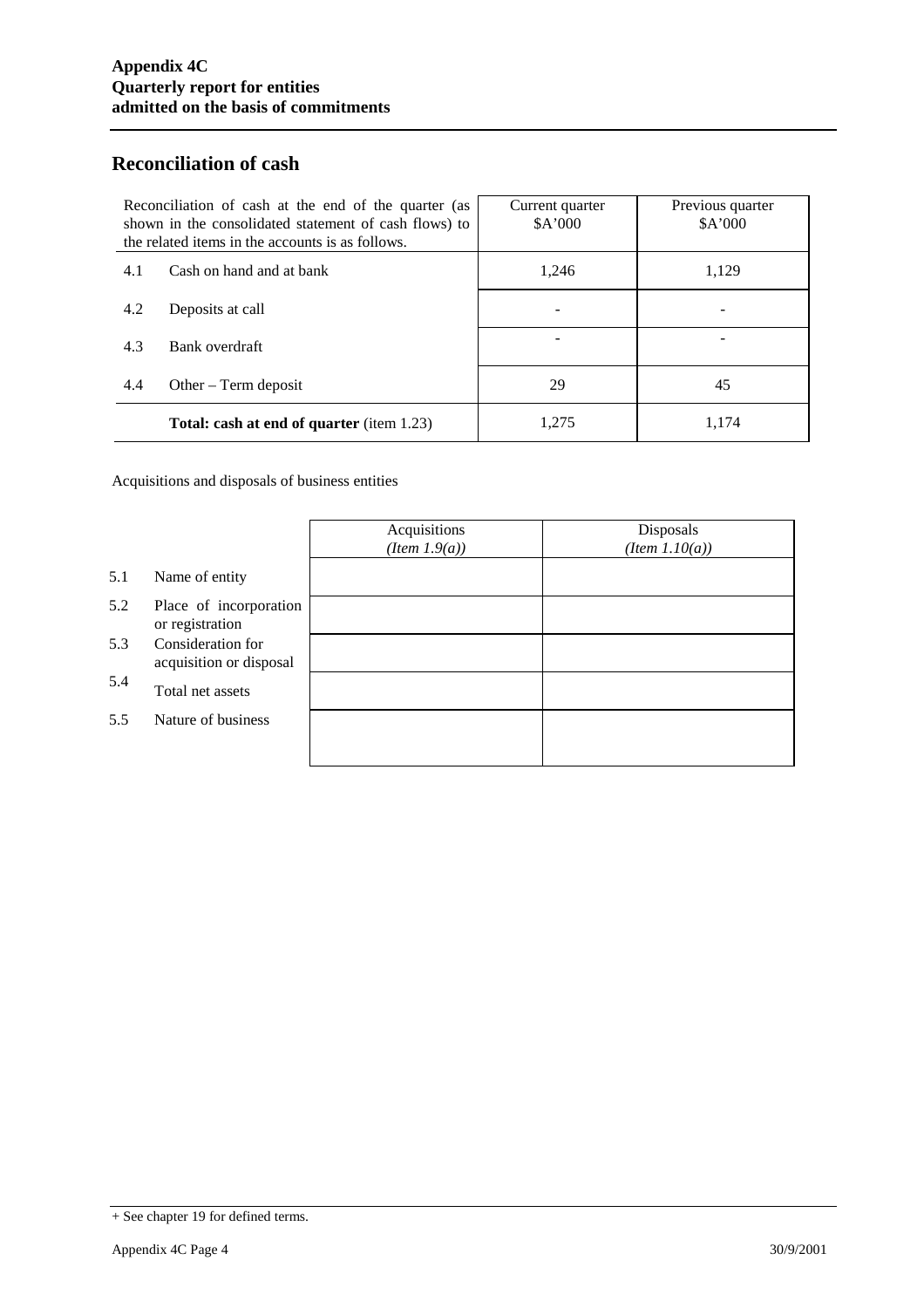## Reconciliation of cash

| Reconciliation of cash at the end of the quarter (as shown in the consolidated statement of cash flows) to the related items in the accounts is as follows. | | Current quarter $A'000 | Previous quarter $A'000 |
|---|---|---|---|
| 4.1 | Cash on hand and at bank | 1,246 | 1,129 |
| 4.2 | Deposits at call | - | - |
| 4.3 | Bank overdraft | - | - |
| 4.4 | Other – Term deposit | 29 | 45 |
| | **Total: cash at end of quarter** (item 1.23) | 1,275 | 1,174 |

Acquisitions and disposals of business entities

| | | Acquisitions *(Item 1.9(a))* | Disposals *(Item 1.10(a))* |
|---|---|---|---|
| 5.1 | Name of entity | | |
| 5.2 | Place of incorporation or registration | | |
| 5.3 | Consideration for acquisition or disposal | | |
| 5.4 | Total net assets | | |
| 5.5 | Nature of business | | |

+ See chapter 19 for defined terms.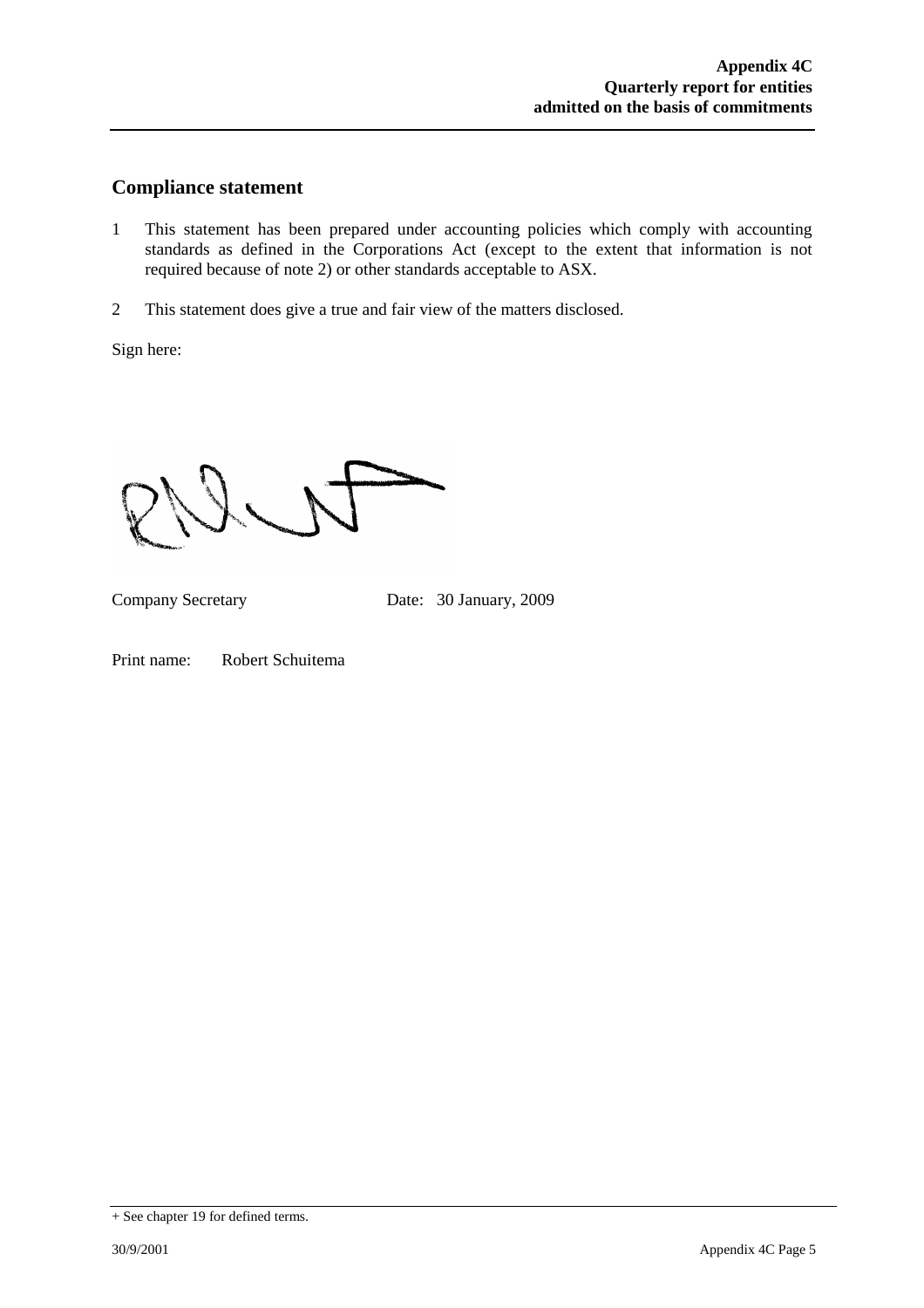## Compliance statement

1. This statement has been prepared under accounting policies which comply with accounting standards as defined in the Corporations Act (except to the extent that information is not required because of note 2) or other standards acceptable to ASX.

2. This statement does give a true and fair view of the matters disclosed.

Sign here:

Company Secretary        Date: 30 January, 2009

Print name:    Robert Schuitema

+ See chapter 19 for defined terms.